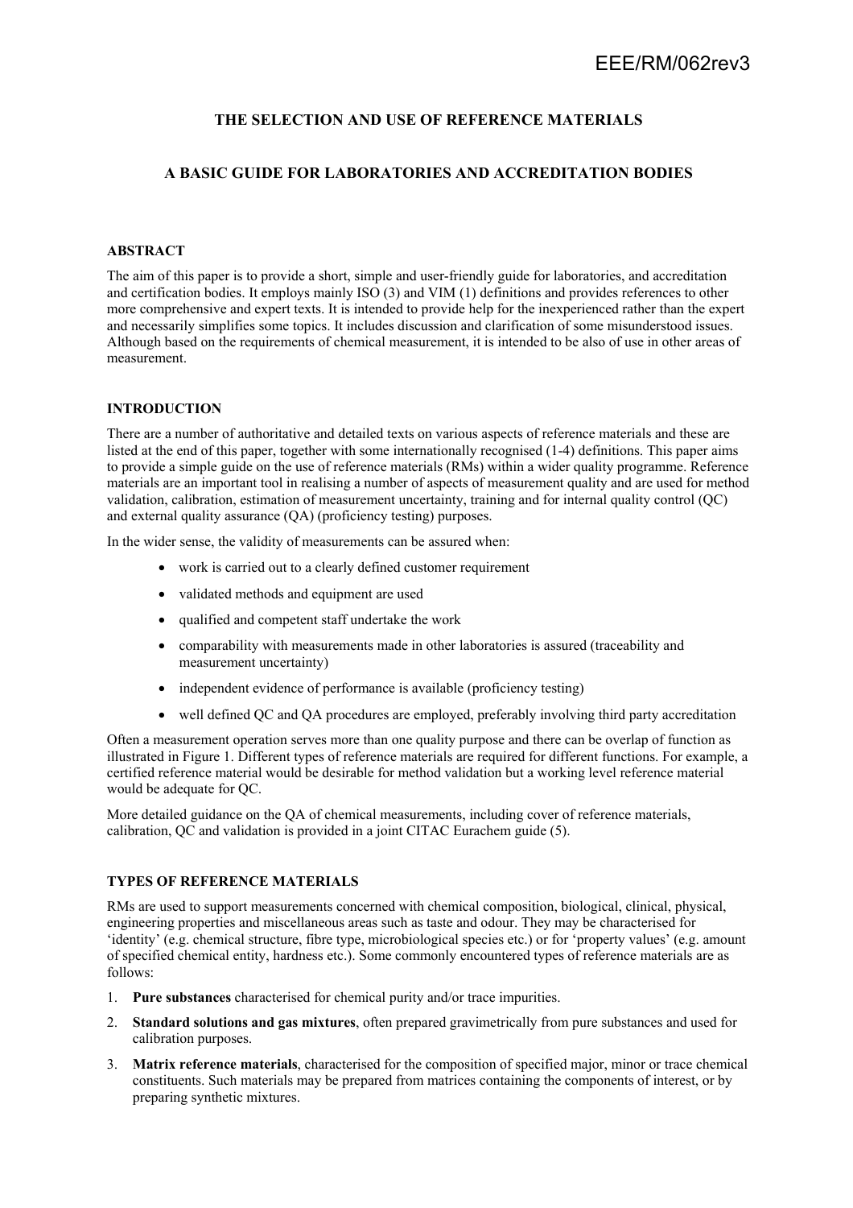EEE/RM/062rev3

# THE SELECTION AND USE OF REFERENCE MATERIALS

## A BASIC GUIDE FOR LABORATORIES AND ACCREDITATION BODIES

### ABSTRACT

The aim of this paper is to provide a short, simple and user-friendly guide for laboratories, and accreditation and certification bodies. It employs mainly ISO (3) and VIM (1) definitions and provides references to other more comprehensive and expert texts. It is intended to provide help for the inexperienced rather than the expert and necessarily simplifies some topics. It includes discussion and clarification of some misunderstood issues. Although based on the requirements of chemical measurement, it is intended to be also of use in other areas of measurement.

### INTRODUCTION

There are a number of authoritative and detailed texts on various aspects of reference materials and these are listed at the end of this paper, together with some internationally recognised (1-4) definitions. This paper aims to provide a simple guide on the use of reference materials (RMs) within a wider quality programme. Reference materials are an important tool in realising a number of aspects of measurement quality and are used for method validation, calibration, estimation of measurement uncertainty, training and for internal quality control (QC) and external quality assurance (QA) (proficiency testing) purposes.

In the wider sense, the validity of measurements can be assured when:

- work is carried out to a clearly defined customer requirement
- validated methods and equipment are used
- qualified and competent staff undertake the work
- comparability with measurements made in other laboratories is assured (traceability and measurement uncertainty)
- independent evidence of performance is available (proficiency testing)
- well defined QC and QA procedures are employed, preferably involving third party accreditation

Often a measurement operation serves more than one quality purpose and there can be overlap of function as illustrated in Figure 1. Different types of reference materials are required for different functions. For example, a certified reference material would be desirable for method validation but a working level reference material would be adequate for QC.

More detailed guidance on the QA of chemical measurements, including cover of reference materials, calibration, QC and validation is provided in a joint CITAC Eurachem guide (5).

### TYPES OF REFERENCE MATERIALS

RMs are used to support measurements concerned with chemical composition, biological, clinical, physical, engineering properties and miscellaneous areas such as taste and odour. They may be characterised for 'identity' (e.g. chemical structure, fibre type, microbiological species etc.) or for 'property values' (e.g. amount of specified chemical entity, hardness etc.). Some commonly encountered types of reference materials are as follows:

1. **Pure substances** characterised for chemical purity and/or trace impurities.
2. **Standard solutions and gas mixtures**, often prepared gravimetrically from pure substances and used for calibration purposes.
3. **Matrix reference materials**, characterised for the composition of specified major, minor or trace chemical constituents. Such materials may be prepared from matrices containing the components of interest, or by preparing synthetic mixtures.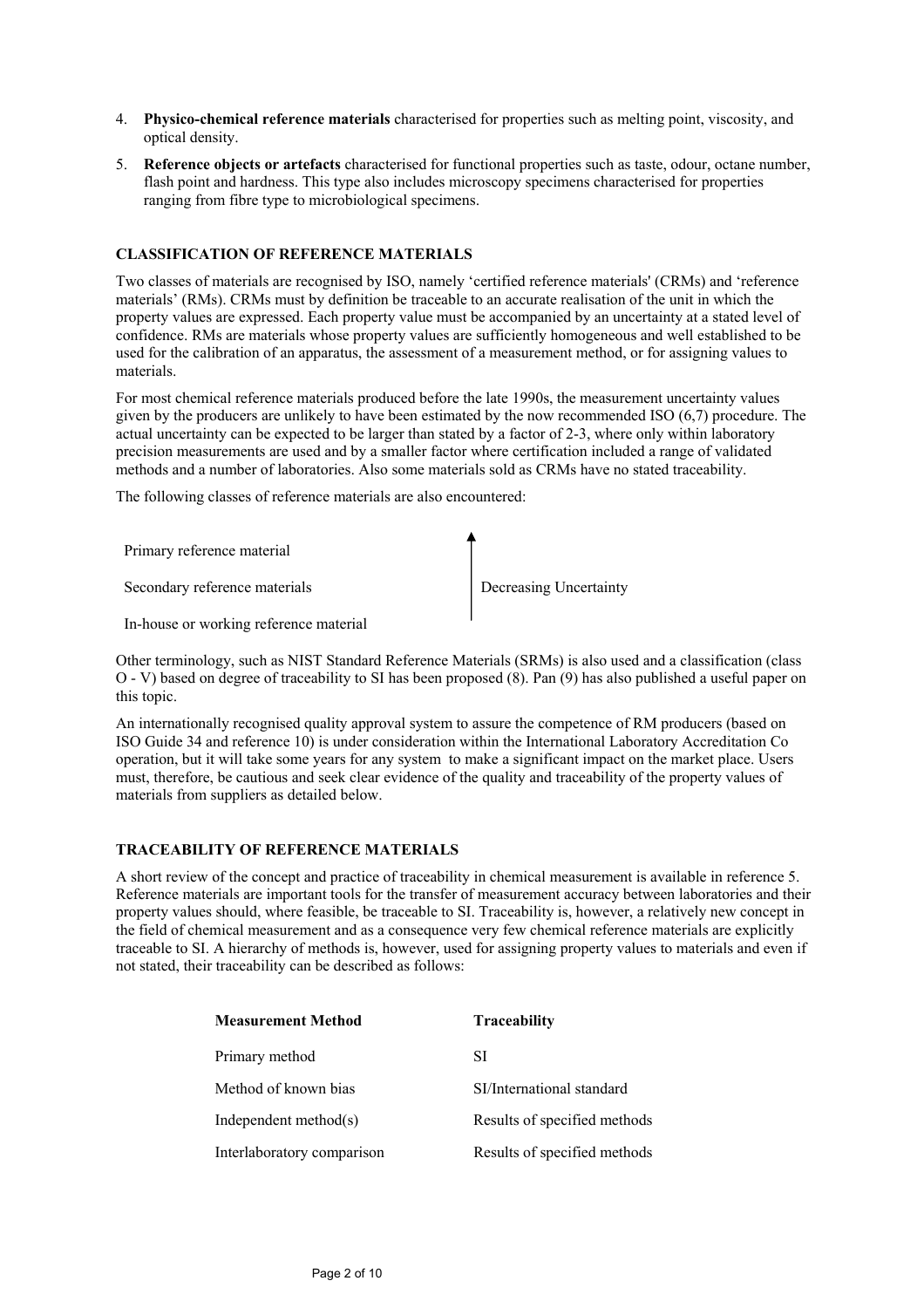4. **Physico-chemical reference materials** characterised for properties such as melting point, viscosity, and optical density.
5. **Reference objects or artefacts** characterised for functional properties such as taste, odour, octane number, flash point and hardness. This type also includes microscopy specimens characterised for properties ranging from fibre type to microbiological specimens.

## CLASSIFICATION OF REFERENCE MATERIALS

Two classes of materials are recognised by ISO, namely 'certified reference materials' (CRMs) and 'reference materials' (RMs). CRMs must by definition be traceable to an accurate realisation of the unit in which the property values are expressed. Each property value must be accompanied by an uncertainty at a stated level of confidence. RMs are materials whose property values are sufficiently homogeneous and well established to be used for the calibration of an apparatus, the assessment of a measurement method, or for assigning values to materials.

For most chemical reference materials produced before the late 1990s, the measurement uncertainty values given by the producers are unlikely to have been estimated by the now recommended ISO (6,7) procedure. The actual uncertainty can be expected to be larger than stated by a factor of 2-3, where only within laboratory precision measurements are used and by a smaller factor where certification included a range of validated methods and a number of laboratories. Also some materials sold as CRMs have no stated traceability.

The following classes of reference materials are also encountered:

| Class | |
|---|---|
| Primary reference material | ↑ |
| Secondary reference materials | Decreasing Uncertainty |
| In-house or working reference material | |

Other terminology, such as NIST Standard Reference Materials (SRMs) is also used and a classification (class O - V) based on degree of traceability to SI has been proposed (8). Pan (9) has also published a useful paper on this topic.

An internationally recognised quality approval system to assure the competence of RM producers (based on ISO Guide 34 and reference 10) is under consideration within the International Laboratory Accreditation Co operation, but it will take some years for any system to make a significant impact on the market place. Users must, therefore, be cautious and seek clear evidence of the quality and traceability of the property values of materials from suppliers as detailed below.

## TRACEABILITY OF REFERENCE MATERIALS

A short review of the concept and practice of traceability in chemical measurement is available in reference 5. Reference materials are important tools for the transfer of measurement accuracy between laboratories and their property values should, where feasible, be traceable to SI. Traceability is, however, a relatively new concept in the field of chemical measurement and as a consequence very few chemical reference materials are explicitly traceable to SI. A hierarchy of methods is, however, used for assigning property values to materials and even if not stated, their traceability can be described as follows:

| **Measurement Method** | **Traceability** |
|---|---|
| Primary method | SI |
| Method of known bias | SI/International standard |
| Independent method(s) | Results of specified methods |
| Interlaboratory comparison | Results of specified methods |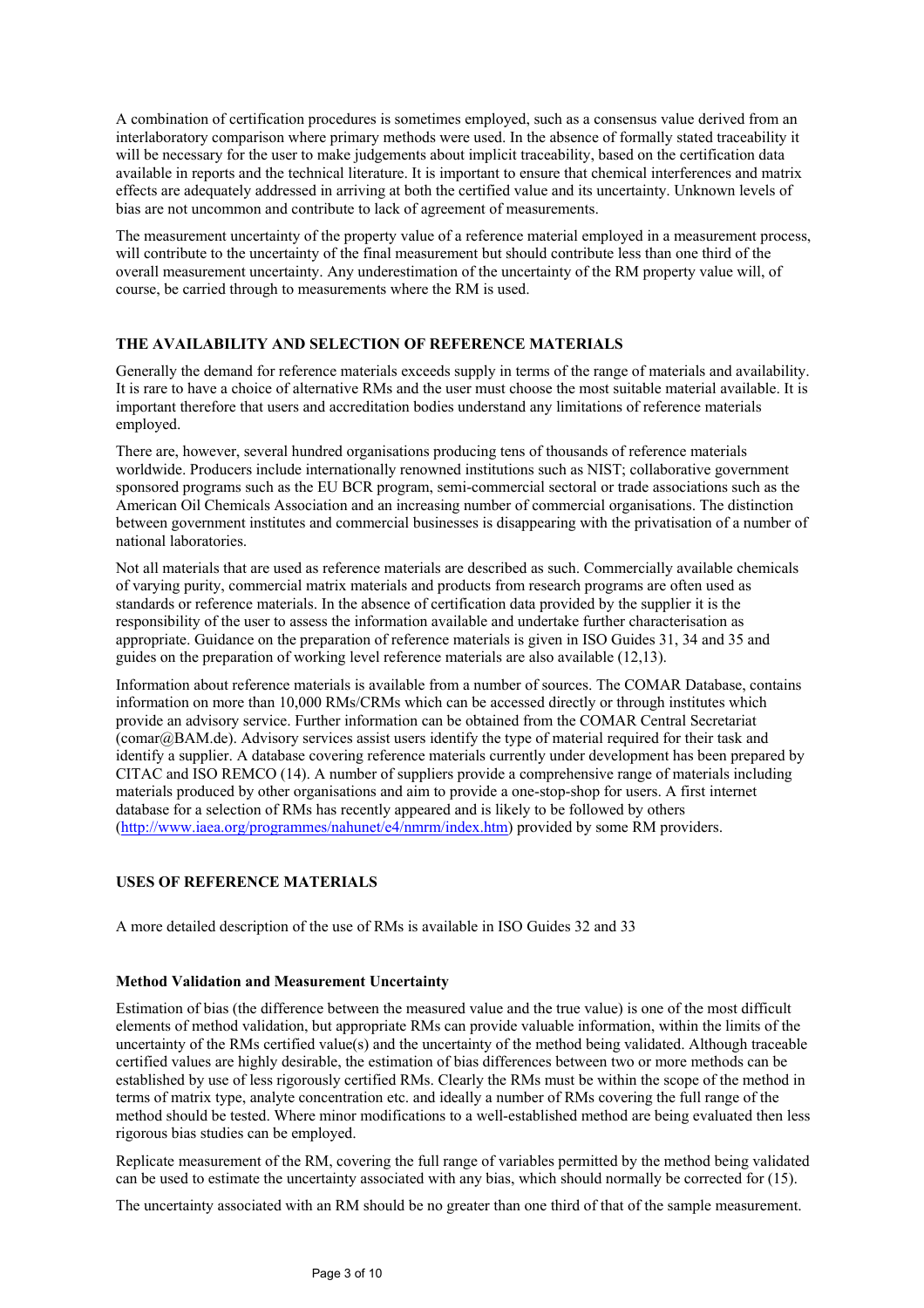A combination of certification procedures is sometimes employed, such as a consensus value derived from an interlaboratory comparison where primary methods were used. In the absence of formally stated traceability it will be necessary for the user to make judgements about implicit traceability, based on the certification data available in reports and the technical literature. It is important to ensure that chemical interferences and matrix effects are adequately addressed in arriving at both the certified value and its uncertainty. Unknown levels of bias are not uncommon and contribute to lack of agreement of measurements.

The measurement uncertainty of the property value of a reference material employed in a measurement process, will contribute to the uncertainty of the final measurement but should contribute less than one third of the overall measurement uncertainty. Any underestimation of the uncertainty of the RM property value will, of course, be carried through to measurements where the RM is used.

## THE AVAILABILITY AND SELECTION OF REFERENCE MATERIALS

Generally the demand for reference materials exceeds supply in terms of the range of materials and availability. It is rare to have a choice of alternative RMs and the user must choose the most suitable material available. It is important therefore that users and accreditation bodies understand any limitations of reference materials employed.

There are, however, several hundred organisations producing tens of thousands of reference materials worldwide. Producers include internationally renowned institutions such as NIST; collaborative government sponsored programs such as the EU BCR program, semi-commercial sectoral or trade associations such as the American Oil Chemicals Association and an increasing number of commercial organisations. The distinction between government institutes and commercial businesses is disappearing with the privatisation of a number of national laboratories.

Not all materials that are used as reference materials are described as such. Commercially available chemicals of varying purity, commercial matrix materials and products from research programs are often used as standards or reference materials. In the absence of certification data provided by the supplier it is the responsibility of the user to assess the information available and undertake further characterisation as appropriate. Guidance on the preparation of reference materials is given in ISO Guides 31, 34 and 35 and guides on the preparation of working level reference materials are also available (12,13).

Information about reference materials is available from a number of sources. The COMAR Database, contains information on more than 10,000 RMs/CRMs which can be accessed directly or through institutes which provide an advisory service. Further information can be obtained from the COMAR Central Secretariat (comar@BAM.de). Advisory services assist users identify the type of material required for their task and identify a supplier. A database covering reference materials currently under development has been prepared by CITAC and ISO REMCO (14). A number of suppliers provide a comprehensive range of materials including materials produced by other organisations and aim to provide a one-stop-shop for users. A first internet database for a selection of RMs has recently appeared and is likely to be followed by others (http://www.iaea.org/programmes/nahunet/e4/nmrm/index.htm) provided by some RM providers.

## USES OF REFERENCE MATERIALS

A more detailed description of the use of RMs is available in ISO Guides 32 and 33

### Method Validation and Measurement Uncertainty

Estimation of bias (the difference between the measured value and the true value) is one of the most difficult elements of method validation, but appropriate RMs can provide valuable information, within the limits of the uncertainty of the RMs certified value(s) and the uncertainty of the method being validated. Although traceable certified values are highly desirable, the estimation of bias differences between two or more methods can be established by use of less rigorously certified RMs. Clearly the RMs must be within the scope of the method in terms of matrix type, analyte concentration etc. and ideally a number of RMs covering the full range of the method should be tested. Where minor modifications to a well-established method are being evaluated then less rigorous bias studies can be employed.

Replicate measurement of the RM, covering the full range of variables permitted by the method being validated can be used to estimate the uncertainty associated with any bias, which should normally be corrected for (15).

The uncertainty associated with an RM should be no greater than one third of that of the sample measurement.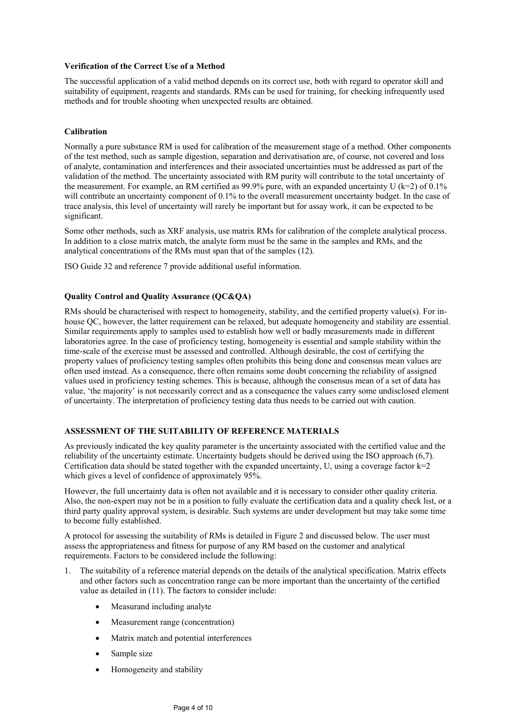**Verification of the Correct Use of a Method**

The successful application of a valid method depends on its correct use, both with regard to operator skill and suitability of equipment, reagents and standards. RMs can be used for training, for checking infrequently used methods and for trouble shooting when unexpected results are obtained.

**Calibration**

Normally a pure substance RM is used for calibration of the measurement stage of a method. Other components of the test method, such as sample digestion, separation and derivatisation are, of course, not covered and loss of analyte, contamination and interferences and their associated uncertainties must be addressed as part of the validation of the method. The uncertainty associated with RM purity will contribute to the total uncertainty of the measurement. For example, an RM certified as 99.9% pure, with an expanded uncertainty U ($k=2$) of 0.1% will contribute an uncertainty component of 0.1% to the overall measurement uncertainty budget. In the case of trace analysis, this level of uncertainty will rarely be important but for assay work, it can be expected to be significant.

Some other methods, such as XRF analysis, use matrix RMs for calibration of the complete analytical process. In addition to a close matrix match, the analyte form must be the same in the samples and RMs, and the analytical concentrations of the RMs must span that of the samples (12).

ISO Guide 32 and reference 7 provide additional useful information.

**Quality Control and Quality Assurance (QC&QA)**

RMs should be characterised with respect to homogeneity, stability, and the certified property value(s). For in-house QC, however, the latter requirement can be relaxed, but adequate homogeneity and stability are essential. Similar requirements apply to samples used to establish how well or badly measurements made in different laboratories agree. In the case of proficiency testing, homogeneity is essential and sample stability within the time-scale of the exercise must be assessed and controlled. Although desirable, the cost of certifying the property values of proficiency testing samples often prohibits this being done and consensus mean values are often used instead. As a consequence, there often remains some doubt concerning the reliability of assigned values used in proficiency testing schemes. This is because, although the consensus mean of a set of data has value, 'the majority' is not necessarily correct and as a consequence the values carry some undisclosed element of uncertainty. The interpretation of proficiency testing data thus needs to be carried out with caution.

**ASSESSMENT OF THE SUITABILITY OF REFERENCE MATERIALS**

As previously indicated the key quality parameter is the uncertainty associated with the certified value and the reliability of the uncertainty estimate. Uncertainty budgets should be derived using the ISO approach (6,7). Certification data should be stated together with the expanded uncertainty, U, using a coverage factor $k=2$ which gives a level of confidence of approximately 95%.

However, the full uncertainty data is often not available and it is necessary to consider other quality criteria. Also, the non-expert may not be in a position to fully evaluate the certification data and a quality check list, or a third party quality approval system, is desirable. Such systems are under development but may take some time to become fully established.

A protocol for assessing the suitability of RMs is detailed in Figure 2 and discussed below. The user must assess the appropriateness and fitness for purpose of any RM based on the customer and analytical requirements. Factors to be considered include the following:

1. The suitability of a reference material depends on the details of the analytical specification. Matrix effects and other factors such as concentration range can be more important than the uncertainty of the certified value as detailed in (11). The factors to consider include:
   - Measurand including analyte
   - Measurement range (concentration)
   - Matrix match and potential interferences
   - Sample size
   - Homogeneity and stability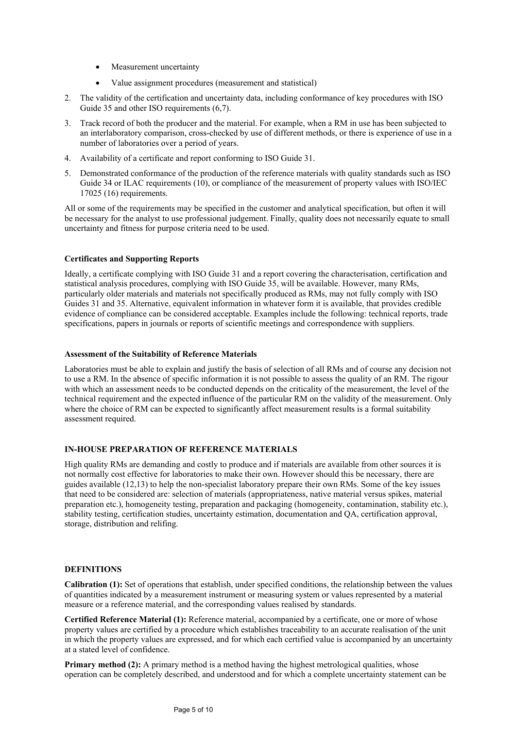- Measurement uncertainty
- Value assignment procedures (measurement and statistical)

2. The validity of the certification and uncertainty data, including conformance of key procedures with ISO Guide 35 and other ISO requirements (6,7).
3. Track record of both the producer and the material. For example, when a RM in use has been subjected to an interlaboratory comparison, cross-checked by use of different methods, or there is experience of use in a number of laboratories over a period of years.
4. Availability of a certificate and report conforming to ISO Guide 31.
5. Demonstrated conformance of the production of the reference materials with quality standards such as ISO Guide 34 or ILAC requirements (10), or compliance of the measurement of property values with ISO/IEC 17025 (16) requirements.

All or some of the requirements may be specified in the customer and analytical specification, but often it will be necessary for the analyst to use professional judgement. Finally, quality does not necessarily equate to small uncertainty and fitness for purpose criteria need to be used.

**Certificates and Supporting Reports**

Ideally, a certificate complying with ISO Guide 31 and a report covering the characterisation, certification and statistical analysis procedures, complying with ISO Guide 35, will be available. However, many RMs, particularly older materials and materials not specifically produced as RMs, may not fully comply with ISO Guides 31 and 35. Alternative, equivalent information in whatever form it is available, that provides credible evidence of compliance can be considered acceptable. Examples include the following: technical reports, trade specifications, papers in journals or reports of scientific meetings and correspondence with suppliers.

**Assessment of the Suitability of Reference Materials**

Laboratories must be able to explain and justify the basis of selection of all RMs and of course any decision not to use a RM. In the absence of specific information it is not possible to assess the quality of an RM. The rigour with which an assessment needs to be conducted depends on the criticality of the measurement, the level of the technical requirement and the expected influence of the particular RM on the validity of the measurement. Only where the choice of RM can be expected to significantly affect measurement results is a formal suitability assessment required.

## IN-HOUSE PREPARATION OF REFERENCE MATERIALS

High quality RMs are demanding and costly to produce and if materials are available from other sources it is not normally cost effective for laboratories to make their own. However should this be necessary, there are guides available (12,13) to help the non-specialist laboratory prepare their own RMs. Some of the key issues that need to be considered are: selection of materials (appropriateness, native material versus spikes, material preparation etc.), homogeneity testing, preparation and packaging (homogeneity, contamination, stability etc.), stability testing, certification studies, uncertainty estimation, documentation and QA, certification approval, storage, distribution and relifing.

## DEFINITIONS

**Calibration (1):** Set of operations that establish, under specified conditions, the relationship between the values of quantities indicated by a measurement instrument or measuring system or values represented by a material measure or a reference material, and the corresponding values realised by standards.

**Certified Reference Material (1):** Reference material, accompanied by a certificate, one or more of whose property values are certified by a procedure which establishes traceability to an accurate realisation of the unit in which the property values are expressed, and for which each certified value is accompanied by an uncertainty at a stated level of confidence.

**Primary method (2):** A primary method is a method having the highest metrological qualities, whose operation can be completely described, and understood and for which a complete uncertainty statement can be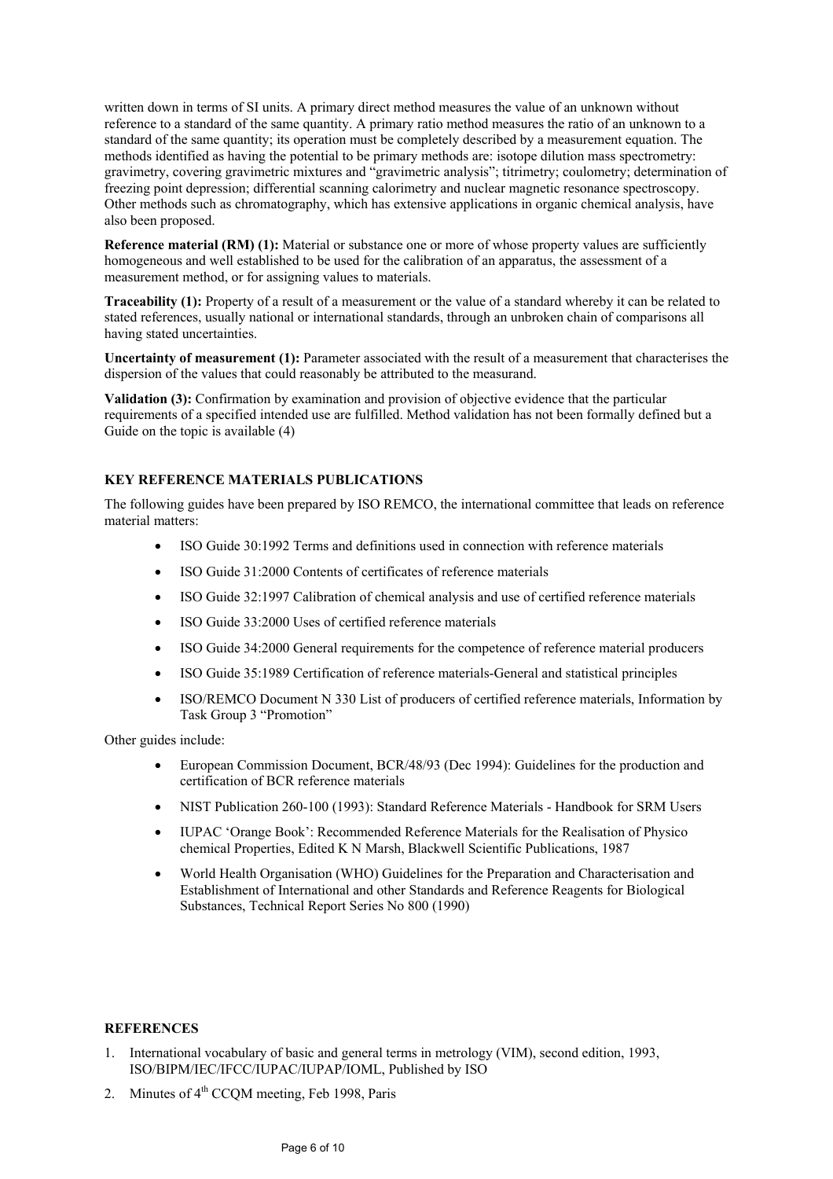written down in terms of SI units. A primary direct method measures the value of an unknown without reference to a standard of the same quantity. A primary ratio method measures the ratio of an unknown to a standard of the same quantity; its operation must be completely described by a measurement equation. The methods identified as having the potential to be primary methods are: isotope dilution mass spectrometry: gravimetry, covering gravimetric mixtures and "gravimetric analysis"; titrimetry; coulometry; determination of freezing point depression; differential scanning calorimetry and nuclear magnetic resonance spectroscopy. Other methods such as chromatography, which has extensive applications in organic chemical analysis, have also been proposed.

**Reference material (RM) (1):** Material or substance one or more of whose property values are sufficiently homogeneous and well established to be used for the calibration of an apparatus, the assessment of a measurement method, or for assigning values to materials.

**Traceability (1):** Property of a result of a measurement or the value of a standard whereby it can be related to stated references, usually national or international standards, through an unbroken chain of comparisons all having stated uncertainties.

**Uncertainty of measurement (1):** Parameter associated with the result of a measurement that characterises the dispersion of the values that could reasonably be attributed to the measurand.

**Validation (3):** Confirmation by examination and provision of objective evidence that the particular requirements of a specified intended use are fulfilled. Method validation has not been formally defined but a Guide on the topic is available (4)

## KEY REFERENCE MATERIALS PUBLICATIONS

The following guides have been prepared by ISO REMCO, the international committee that leads on reference material matters:

- ISO Guide 30:1992 Terms and definitions used in connection with reference materials
- ISO Guide 31:2000 Contents of certificates of reference materials
- ISO Guide 32:1997 Calibration of chemical analysis and use of certified reference materials
- ISO Guide 33:2000 Uses of certified reference materials
- ISO Guide 34:2000 General requirements for the competence of reference material producers
- ISO Guide 35:1989 Certification of reference materials-General and statistical principles
- ISO/REMCO Document N 330 List of producers of certified reference materials, Information by Task Group 3 "Promotion"

Other guides include:

- European Commission Document, BCR/48/93 (Dec 1994): Guidelines for the production and certification of BCR reference materials
- NIST Publication 260-100 (1993): Standard Reference Materials - Handbook for SRM Users
- IUPAC 'Orange Book': Recommended Reference Materials for the Realisation of Physico chemical Properties, Edited K N Marsh, Blackwell Scientific Publications, 1987
- World Health Organisation (WHO) Guidelines for the Preparation and Characterisation and Establishment of International and other Standards and Reference Reagents for Biological Substances, Technical Report Series No 800 (1990)

## REFERENCES

1. International vocabulary of basic and general terms in metrology (VIM), second edition, 1993, ISO/BIPM/IEC/IFCC/IUPAC/IUPAP/IOML, Published by ISO
2. Minutes of 4th CCQM meeting, Feb 1998, Paris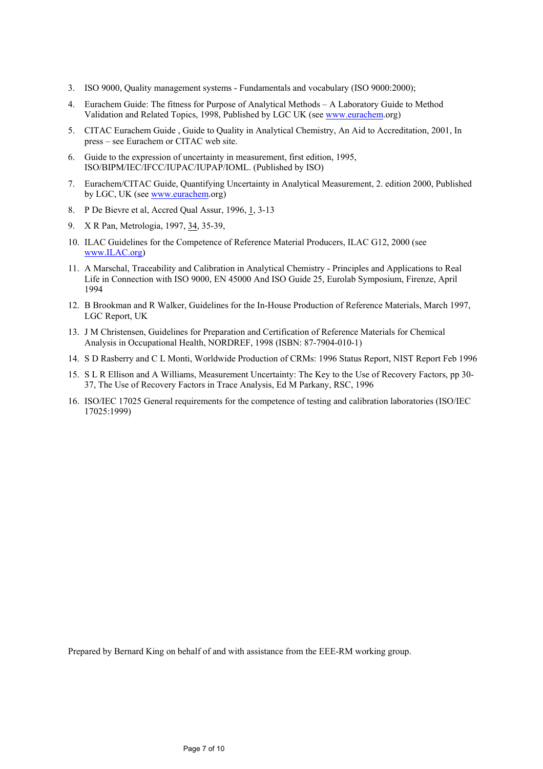3. ISO 9000, Quality management systems - Fundamentals and vocabulary (ISO 9000:2000);
4. Eurachem Guide: The fitness for Purpose of Analytical Methods – A Laboratory Guide to Method Validation and Related Topics, 1998, Published by LGC UK (see www.eurachem.org)
5. CITAC Eurachem Guide , Guide to Quality in Analytical Chemistry, An Aid to Accreditation, 2001, In press – see Eurachem or CITAC web site.
6. Guide to the expression of uncertainty in measurement, first edition, 1995, ISO/BIPM/IEC/IFCC/IUPAC/IUPAP/IOML. (Published by ISO)
7. Eurachem/CITAC Guide, Quantifying Uncertainty in Analytical Measurement, 2. edition 2000, Published by LGC, UK (see www.eurachem.org)
8. P De Bievre et al, Accred Qual Assur, 1996, 1, 3-13
9. X R Pan, Metrologia, 1997, 34, 35-39,
10. ILAC Guidelines for the Competence of Reference Material Producers, ILAC G12, 2000 (see www.ILAC.org)
11. A Marschal, Traceability and Calibration in Analytical Chemistry - Principles and Applications to Real Life in Connection with ISO 9000, EN 45000 And ISO Guide 25, Eurolab Symposium, Firenze, April 1994
12. B Brookman and R Walker, Guidelines for the In-House Production of Reference Materials, March 1997, LGC Report, UK
13. J M Christensen, Guidelines for Preparation and Certification of Reference Materials for Chemical Analysis in Occupational Health, NORDREF, 1998 (ISBN: 87-7904-010-1)
14. S D Rasberry and C L Monti, Worldwide Production of CRMs: 1996 Status Report, NIST Report Feb 1996
15. S L R Ellison and A Williams, Measurement Uncertainty: The Key to the Use of Recovery Factors, pp 30-37, The Use of Recovery Factors in Trace Analysis, Ed M Parkany, RSC, 1996
16. ISO/IEC 17025 General requirements for the competence of testing and calibration laboratories (ISO/IEC 17025:1999)

Prepared by Bernard King on behalf of and with assistance from the EEE-RM working group.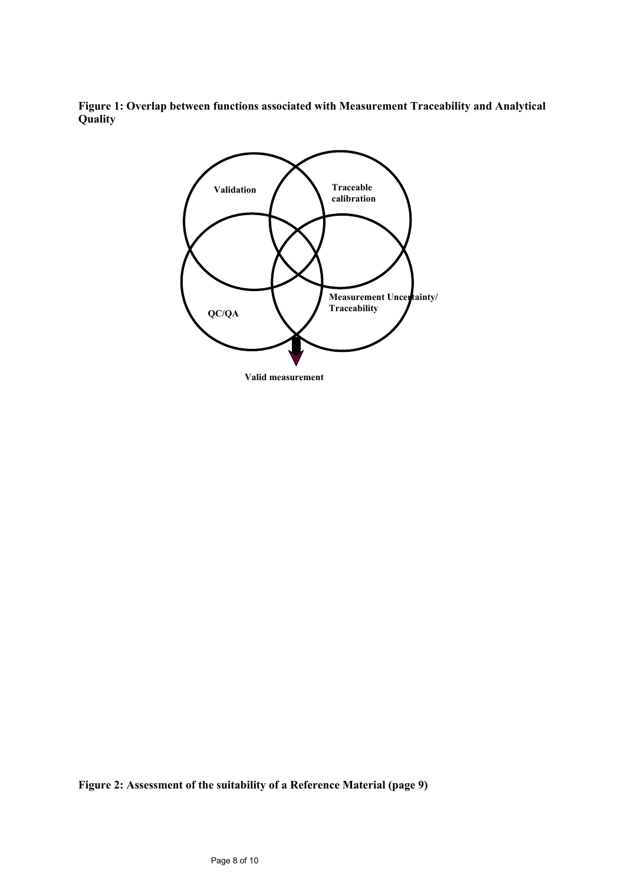**Figure 1: Overlap between functions associated with Measurement Traceability and Analytical Quality**

Validation

Traceable calibration

QC/QA

Measurement Uncertainty/ Traceability

Valid measurement

**Figure 2: Assessment of the suitability of a Reference Material (page 9)**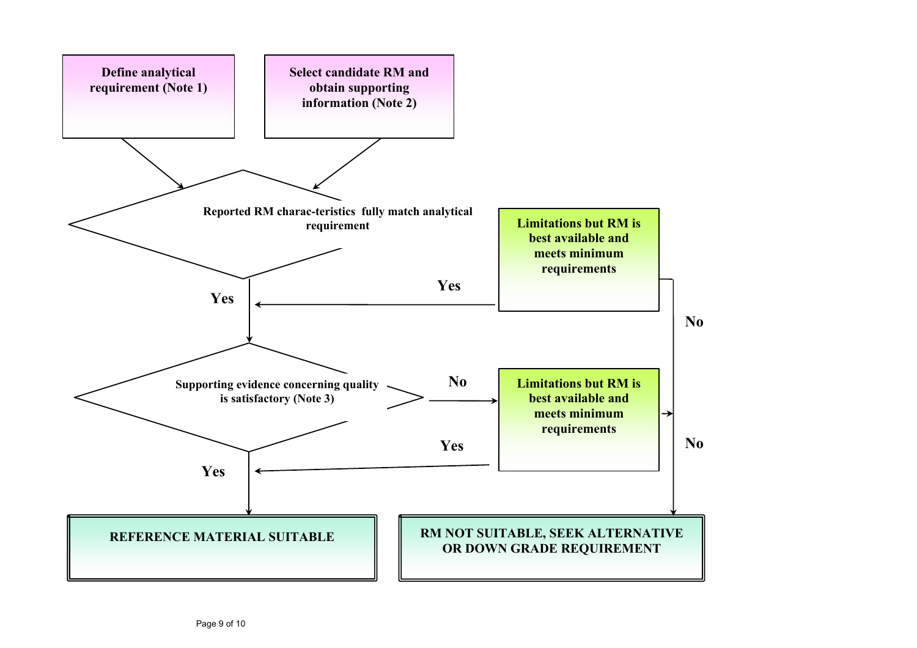**Define analytical requirement (Note 1)**

**Select candidate RM and obtain supporting information (Note 2)**

**Reported RM charac-teristics fully match analytical requirement**

**Yes**

**No**

**Limitations but RM is best available and meets minimum requirements**

**Yes**

**No**

**Supporting evidence concerning quality is satisfactory (Note 3)**

**Yes**

**No**

**Limitations but RM is best available and meets minimum requirements**

**Yes**

**No**

**REFERENCE MATERIAL SUITABLE**

**RM NOT SUITABLE, SEEK ALTERNATIVE OR DOWN GRADE REQUIREMENT**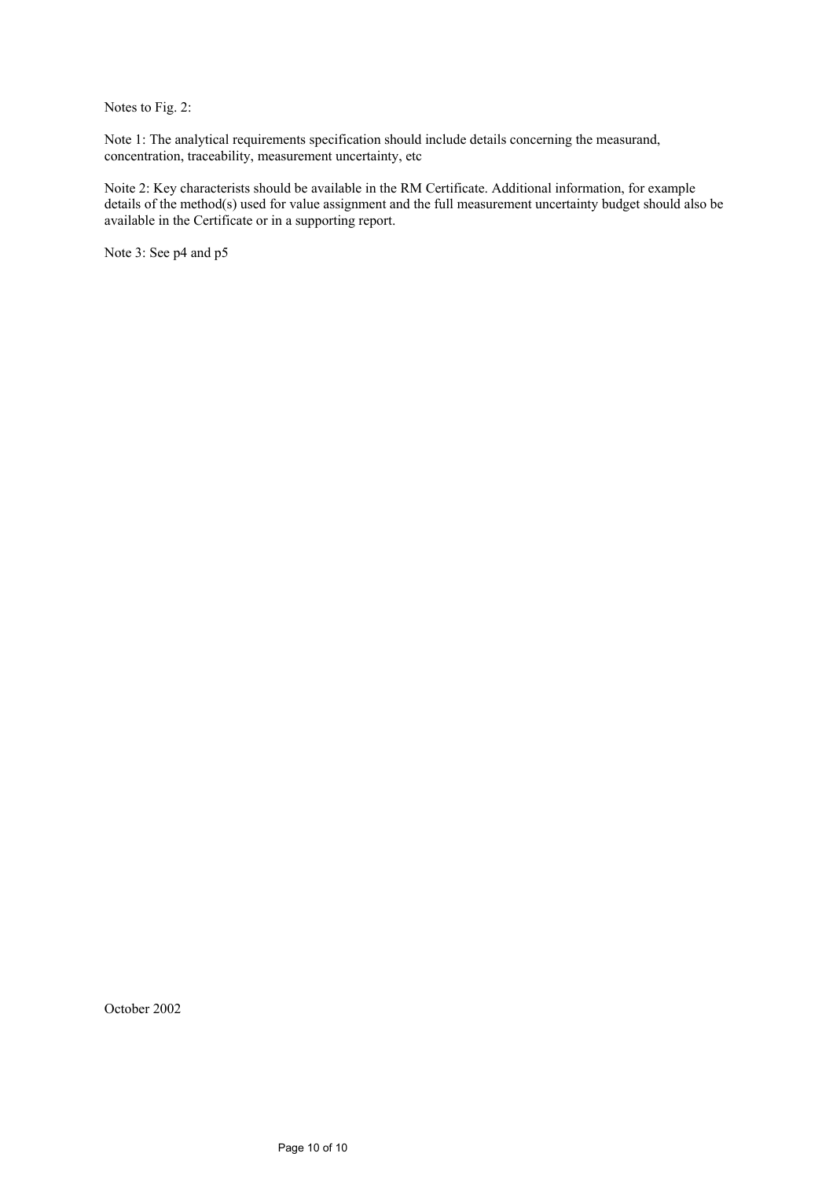Notes to Fig. 2:

Note 1: The analytical requirements specification should include details concerning the measurand, concentration, traceability, measurement uncertainty, etc

Noite 2: Key characterists should be available in the RM Certificate. Additional information, for example details of the method(s) used for value assignment and the full measurement uncertainty budget should also be available in the Certificate or in a supporting report.

Note 3: See p4 and p5

October 2002